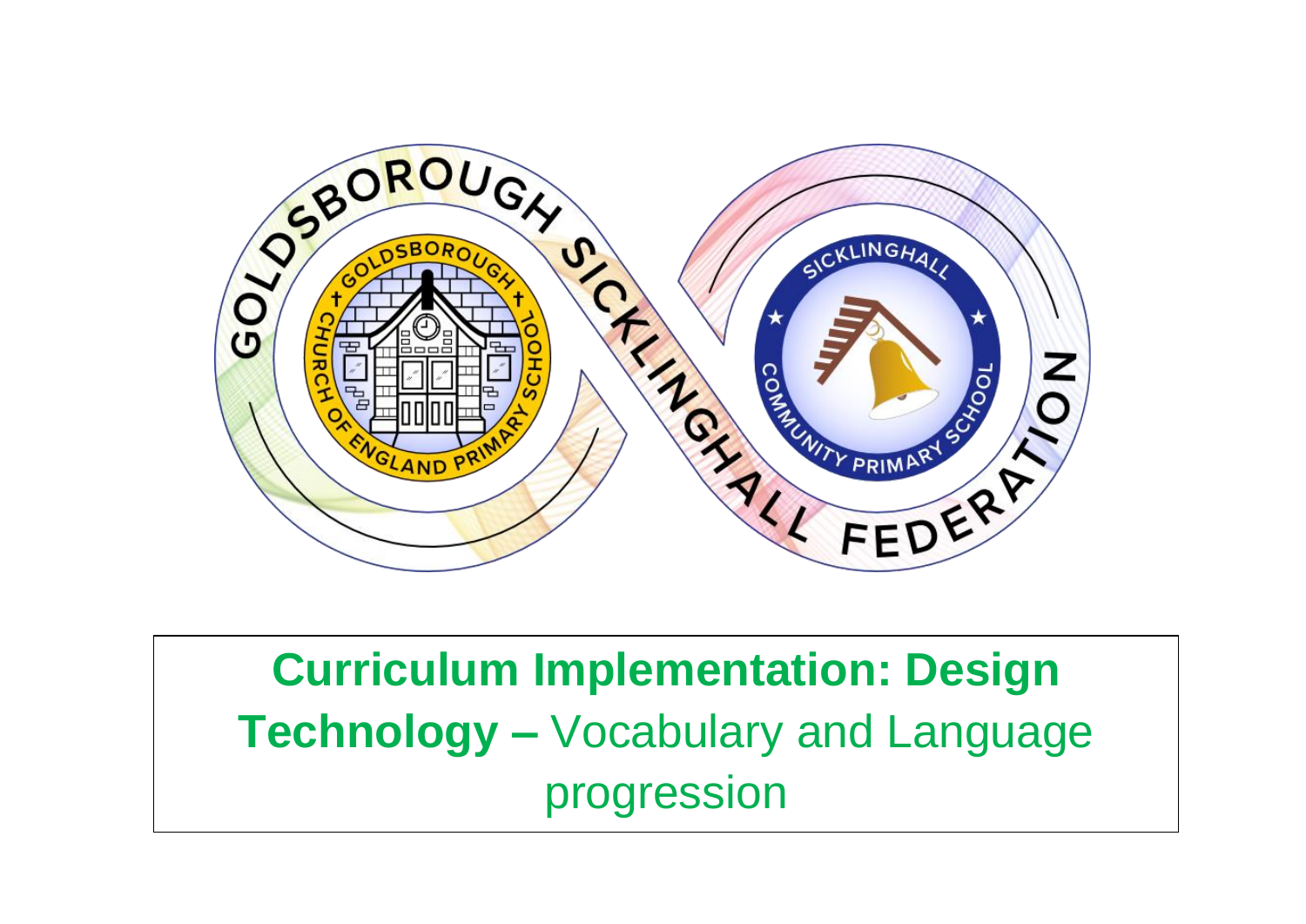GOLDSBOROUGH SICKLINGHALL FEDERATION

GOLDSBOROUGH CHURCH OF ENGLAND PRIMARY SCHOOL

SICKLINGHALL COMMUNITY PRIMARY SCHOOL

# **Curriculum Implementation: Design Technology –** Vocabulary and Language progression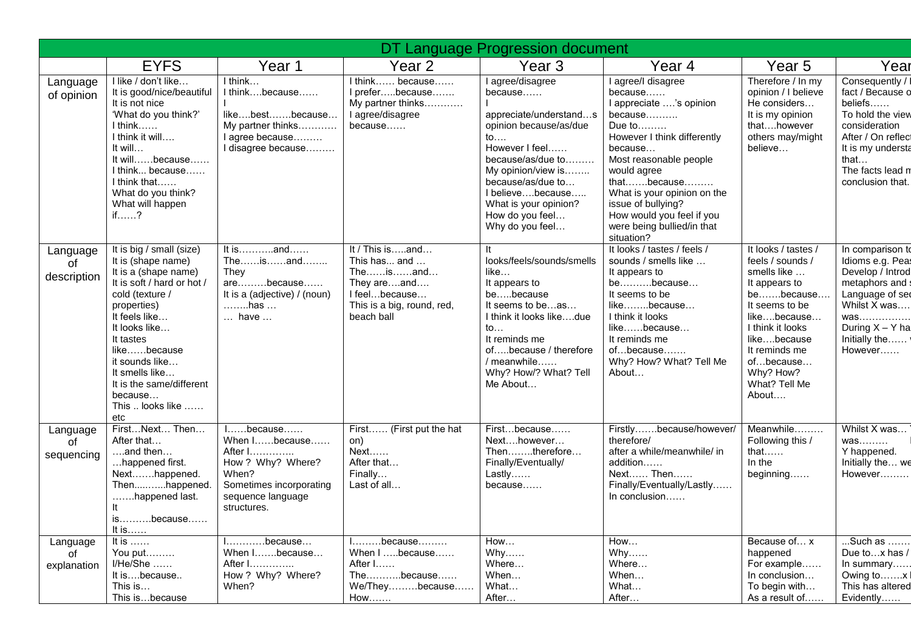| DT Language Progression document | | | | | | | |
|---|---|---|---|---|---|---|---|
| | EYFS | Year 1 | Year 2 | Year 3 | Year 4 | Year 5 | Year |
| Language of opinion | I like / don't like… It is good/nice/beautiful It is not nice 'What do you think?' I think…… I think it will…. It will… It will……because…… I think... because…… I think that…… What do you think? What will happen if……? | I think… I think….because…… I like….best…….because… My partner thinks………… I agree because……… I disagree because……… | I think…… because…… I prefer…..because……. My partner thinks………… I agree/disagree because…… | I agree/disagree because…… I appreciate/understand…s opinion because/as/due to…. However I feel…… because/as/due to……… My opinion/view is…….. because/as/due to… I believe….because….. What is your opinion? How do you feel… Why do you feel… | I agree/I disagree because…… I appreciate ….'s opinion because………. Due to……… However I think differently because… Most reasonable people would agree that…….because……… What is your opinion on the issue of bullying? How would you feel if you were being bullied/in that situation? | Therefore / In my opinion / I believe He considers… It is my opinion that….however others may/might believe… | Consequently / I fact / Because o beliefs…… To hold the view consideration After / On reflect It is my understa that… The facts lead m conclusion that. |
| Language of description | It is big / small (size) It is (shape name) It is a (shape name) It is soft / hard or hot / cold (texture / properties) It feels like… It looks like… It tastes like……because it sounds like… It smells like… It is the same/different because… This .. looks like …… etc | It is………..and…… The……is……and…….. They are………because…… It is a (adjective) / (noun) ……..has … … have … | It / This is…..and… This has... and … The……is……and… They are….and…. I feel…because… This is a big, round, red, beach ball | It looks/feels/sounds/smells like… It appears to be…..because It seems to be…as… I think it looks like….due to… It reminds me of…..because / therefore / meanwhile…… Why? How/? What? Tell Me About… | It looks / tastes / feels / sounds / smells like … It appears to be……….because… It seems to be like……..because… I think it looks like……because… It reminds me of…because……. Why? How? What? Tell Me About… | It looks / tastes / feels / sounds / smells like … It appears to be…….because…. It seems to be like….because… I think it looks like….because It reminds me of…because… Why? How? What? Tell Me About…. | In comparison to Idioms e.g. Pea Develop / Introd metaphors and s Language of sec Whilst X was…. was……………. During X – Y ha Initially the…… However…… |
| Language of sequencing | First…Next… Then… After that… ….and then… …happened first. Next…….happened. Then....…...happened. …….happened last. It is……….because…… It is…… | I……because…… When I……because…… After I………….. How ? Why? Where? When? Sometimes incorporating sequence language structures. | First…… (First put the hat on) Next…… After that… Finally… Last of all… | First…because…… Next….however… Then……..therefore… Finally/Eventually/ Lastly…… because…… | Firstly…….because/however/ therefore/ after a while/meanwhile/ in addition…… Next…… Then…… Finally/Eventually/Lastly…… In conclusion…… | Meanwhile……… Following this / that…… In the beginning…… | Whilst X was… was……… Y happened. Initially the… we However……… |
| Language of explanation | It is …… You put……… I/He/She …… It is….because.. This is… This is…because | I…………because… When I…….because… After I………….. How ? Why? Where? When? | I………because……… When I …..because…… After I…… The……….because…… We/They………because…… How……. | How… Why…… Where… When… What… After… | How… Why…… Where… When… What… After… | Because of… x happened For example…… In conclusion… To begin with… As a result of…… | ...Such as …… Due to…x has / In summary…… Owing to…….x This has altered Evidently…… |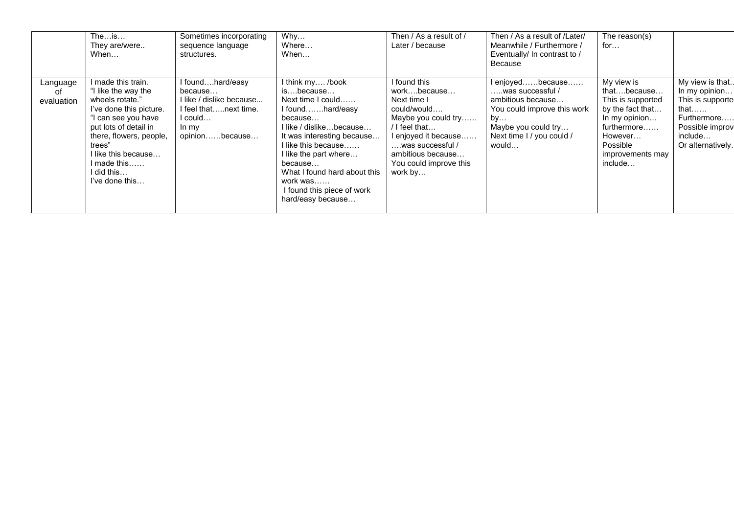|  | The…is… They are/were.. When… | Sometimes incorporating sequence language structures. | Why… Where… When… | Then / As a result of / Later / because | Then / As a result of /Later/ Meanwhile / Furthermore / Eventually/ In contrast to / Because | The reason(s) for… |  |
|---|---|---|---|---|---|---|---|
| Language of evaluation | I made this train. "I like the way the wheels rotate." I've done this picture. "I can see you have put lots of detail in there, flowers, people, trees" I like this because… I made this…… I did this… I've done this… | I found….hard/easy because… I like / dislike because... I feel that…..next time. I could… In my opinion……because… | I think my…. /book is….because… Next time I could…… I found…….hard/easy because… I like / dislike…because… It was interesting because… I like this because…… I like the part where… because… What I found hard about this work was…… I found this piece of work hard/easy because… | I found this work….because… Next time I could/would…. Maybe you could try…… / I feel that… I enjoyed it because…… ….was successful / ambitious because… You could improve this work by… | I enjoyed……because…… …..was successful / ambitious because… You could improve this work by… Maybe you could try… Next time I / you could / would… | My view is that….because… This is supported by the fact that… In my opinion… furthermore…… However… Possible improvements may include… | My view is that… In my opinion… This is supporte that…… Furthermore….. Possible improv include… Or alternatively. |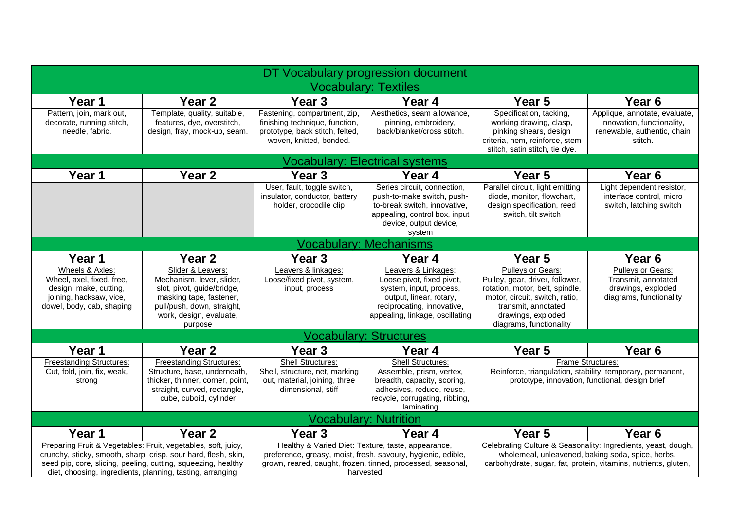# DT Vocabulary progression document

## Vocabulary: Textiles

| Year 1 | Year 2 | Year 3 | Year 4 | Year 5 | Year 6 |
|---|---|---|---|---|---|
| Pattern, join, mark out, decorate, running stitch, needle, fabric. | Template, quality, suitable, features, dye, overstitch, design, fray, mock-up, seam. | Fastening, compartment, zip, finishing technique, function, prototype, back stitch, felted, woven, knitted, bonded. | Aesthetics, seam allowance, pinning, embroidery, back/blanket/cross stitch. | Specification, tacking, working drawing, clasp, pinking shears, design criteria, hem, reinforce, stem stitch, satin stitch, tie dye. | Applique, annotate, evaluate, innovation, functionality, renewable, authentic, chain stitch. |

## Vocabulary: Electrical systems

| Year 1 | Year 2 | Year 3 | Year 4 | Year 5 | Year 6 |
|---|---|---|---|---|---|
| | | User, fault, toggle switch, insulator, conductor, battery holder, crocodile clip | Series circuit, connection, push-to-make switch, push-to-break switch, innovative, appealing, control box, input device, output device, system | Parallel circuit, light emitting diode, monitor, flowchart, design specification, reed switch, tilt switch | Light dependent resistor, interface control, micro switch, latching switch |

## Vocabulary: Mechanisms

| Year 1 | Year 2 | Year 3 | Year 4 | Year 5 | Year 6 |
|---|---|---|---|---|---|
| Wheels & Axles: Wheel, axel, fixed, free, design, make, cutting, joining, hacksaw, vice, dowel, body, cab, shaping | Slider & Leavers: Mechanism, lever, slider, slot, pivot, guide/bridge, masking tape, fastener, pull/push, down, straight, work, design, evaluate, purpose | Leavers & linkages: Loose/fixed pivot, system, input, process | Leavers & Linkages: Loose pivot, fixed pivot, system, input, process, output, linear, rotary, reciprocating, innovative, appealing, linkage, oscillating | Pulleys or Gears: Pulley, gear, driver, follower, rotation, motor, belt, spindle, motor, circuit, switch, ratio, transmit, annotated drawings, exploded diagrams, functionality | Pulleys or Gears: Transmit, annotated drawings, exploded diagrams, functionality |

## Vocabulary: Structures

| Year 1 | Year 2 | Year 3 | Year 4 | Year 5 | Year 6 |
|---|---|---|---|---|---|
| Freestanding Structures: Cut, fold, join, fix, weak, strong | Freestanding Structures: Structure, base, underneath, thicker, thinner, corner, point, straight, curved, rectangle, cube, cuboid, cylinder | Shell Structures: Shell, structure, net, marking out, material, joining, three dimensional, stiff | Shell Structures: Assemble, prism, vertex, breadth, capacity, scoring, adhesives, reduce, reuse, recycle, corrugating, ribbing, laminating | Frame Structures: Reinforce, triangulation, stability, temporary, permanent, prototype, innovation, functional, design brief | |

## Vocabulary: Nutrition

| Year 1 | Year 2 | Year 3 | Year 4 | Year 5 | Year 6 |
|---|---|---|---|---|---|
| Preparing Fruit & Vegetables: Fruit, vegetables, soft, juicy, crunchy, sticky, smooth, sharp, crisp, sour hard, flesh, skin, seed pip, core, slicing, peeling, cutting, squeezing, healthy diet, choosing, ingredients, planning, tasting, arranging | | Healthy & Varied Diet: Texture, taste, appearance, preference, greasy, moist, fresh, savoury, hygienic, edible, grown, reared, caught, frozen, tinned, processed, seasonal, harvested | | Celebrating Culture & Seasonality: Ingredients, yeast, dough, wholemeal, unleavened, baking soda, spice, herbs, carbohydrate, sugar, fat, protein, vitamins, nutrients, gluten, | |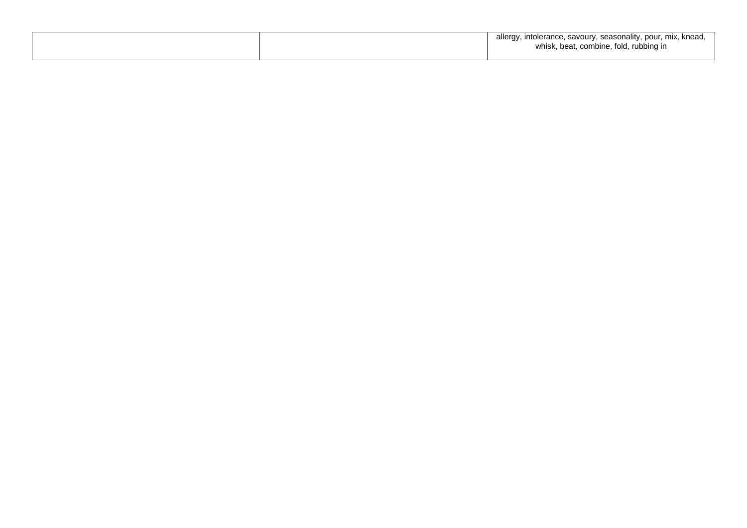| | | |
|---|---|---|
| | | allergy, intolerance, savoury, seasonality, pour, mix, knead, whisk, beat, combine, fold, rubbing in |